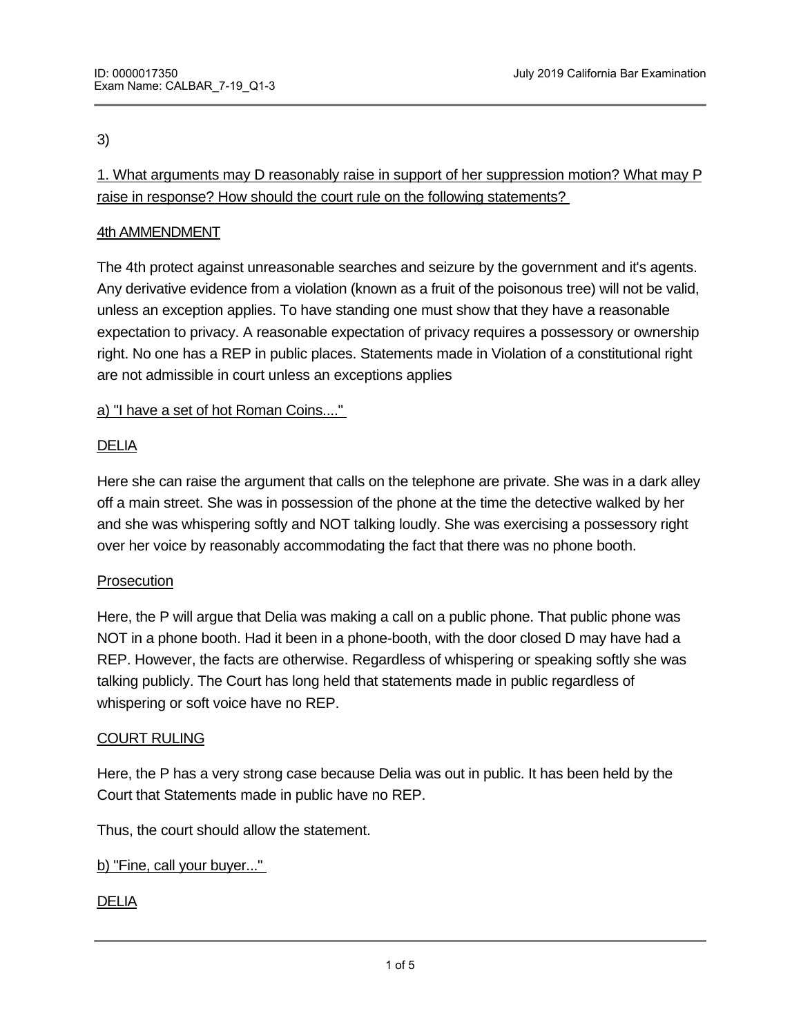3)

1. What arguments may D reasonably raise in support of her suppression motion? What may P raise in response? How should the court rule on the following statements?

4th AMMENDMENT

The 4th protect against unreasonable searches and seizure by the government and it's agents. Any derivative evidence from a violation (known as a fruit of the poisonous tree) will not be valid, unless an exception applies. To have standing one must show that they have a reasonable expectation to privacy. A reasonable expectation of privacy requires a possessory or ownership right. No one has a REP in public places. Statements made in Violation of a constitutional right are not admissible in court unless an exceptions applies

a) "I have a set of hot Roman Coins...."

DELIA

Here she can raise the argument that calls on the telephone are private. She was in a dark alley off a main street. She was in possession of the phone at the time the detective walked by her and she was whispering softly and NOT talking loudly. She was exercising a possessory right over her voice by reasonably accommodating the fact that there was no phone booth.

Prosecution

Here, the P will argue that Delia was making a call on a public phone. That public phone was NOT in a phone booth. Had it been in a phone-booth, with the door closed D may have had a REP. However, the facts are otherwise. Regardless of whispering or speaking softly she was talking publicly. The Court has long held that statements made in public regardless of whispering or soft voice have no REP.

COURT RULING

Here, the P has a very strong case because Delia was out in public. It has been held by the Court that Statements made in public have no REP.

Thus, the court should allow the statement.

b) "Fine, call your buyer..."

DELIA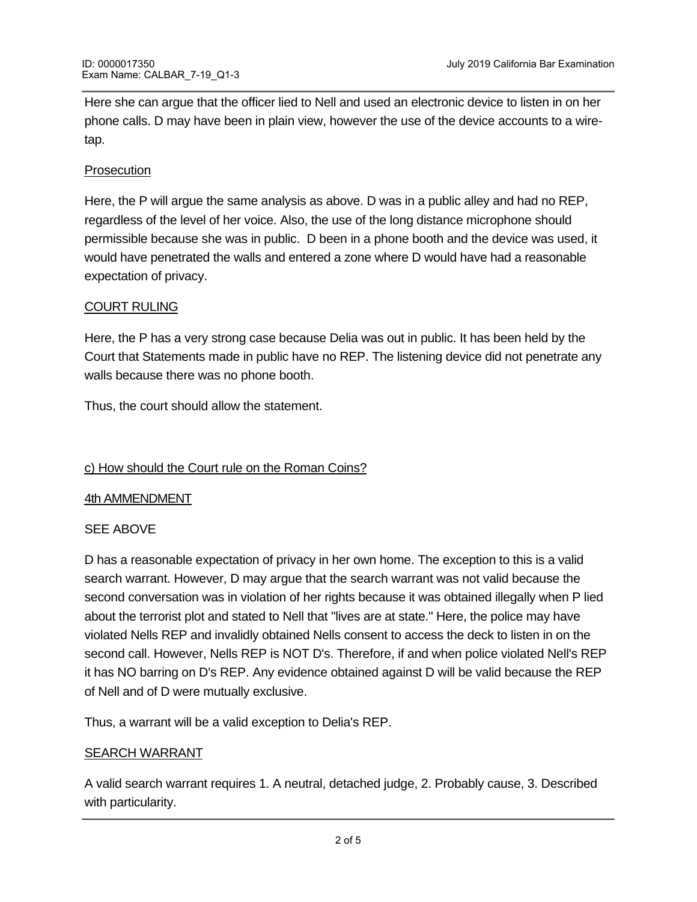Here she can argue that the officer lied to Nell and used an electronic device to listen in on her phone calls. D may have been in plain view, however the use of the device accounts to a wire-tap.

<u>Prosecution</u>

Here, the P will argue the same analysis as above. D was in a public alley and had no REP, regardless of the level of her voice. Also, the use of the long distance microphone should permissible because she was in public.  D been in a phone booth and the device was used, it would have penetrated the walls and entered a zone where D would have had a reasonable expectation of privacy.

<u>COURT RULING</u>

Here, the P has a very strong case because Delia was out in public. It has been held by the Court that Statements made in public have no REP. The listening device did not penetrate any walls because there was no phone booth.

Thus, the court should allow the statement.

<u>c) How should the Court rule on the Roman Coins?</u>

<u>4th AMMENDMENT</u>

SEE ABOVE

D has a reasonable expectation of privacy in her own home. The exception to this is a valid search warrant. However, D may argue that the search warrant was not valid because the second conversation was in violation of her rights because it was obtained illegally when P lied about the terrorist plot and stated to Nell that "lives are at state." Here, the police may have violated Nells REP and invalidly obtained Nells consent to access the deck to listen in on the second call. However, Nells REP is NOT D's. Therefore, if and when police violated Nell's REP it has NO barring on D's REP. Any evidence obtained against D will be valid because the REP of Nell and of D were mutually exclusive.

Thus, a warrant will be a valid exception to Delia's REP.

<u>SEARCH WARRANT</u>

A valid search warrant requires 1. A neutral, detached judge, 2. Probably cause, 3. Described with particularity.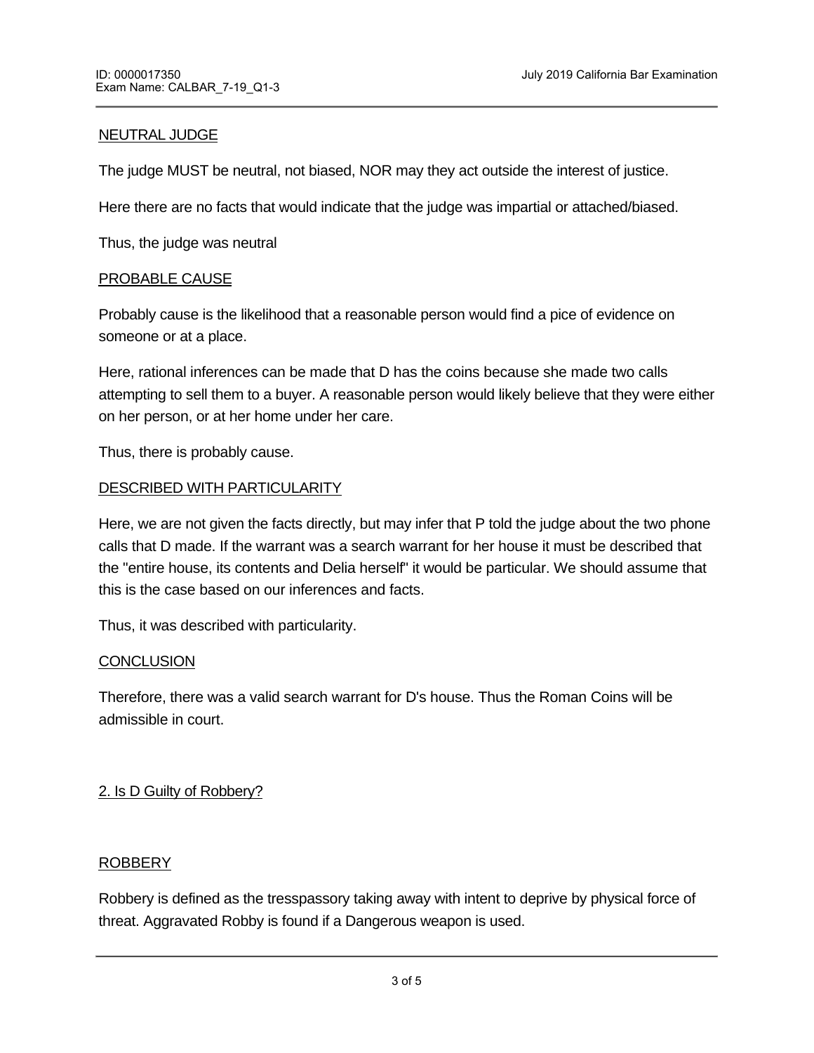NEUTRAL JUDGE

The judge MUST be neutral, not biased, NOR may they act outside the interest of justice.

Here there are no facts that would indicate that the judge was impartial or attached/biased.

Thus, the judge was neutral

PROBABLE CAUSE

Probably cause is the likelihood that a reasonable person would find a pice of evidence on someone or at a place.

Here, rational inferences can be made that D has the coins because she made two calls attempting to sell them to a buyer. A reasonable person would likely believe that they were either on her person, or at her home under her care.

Thus, there is probably cause.

DESCRIBED WITH PARTICULARITY

Here, we are not given the facts directly, but may infer that P told the judge about the two phone calls that D made. If the warrant was a search warrant for her house it must be described that the "entire house, its contents and Delia herself" it would be particular. We should assume that this is the case based on our inferences and facts.

Thus, it was described with particularity.

CONCLUSION

Therefore, there was a valid search warrant for D's house. Thus the Roman Coins will be admissible in court.

2. Is D Guilty of Robbery?

ROBBERY

Robbery is defined as the tresspassory taking away with intent to deprive by physical force of threat. Aggravated Robby is found if a Dangerous weapon is used.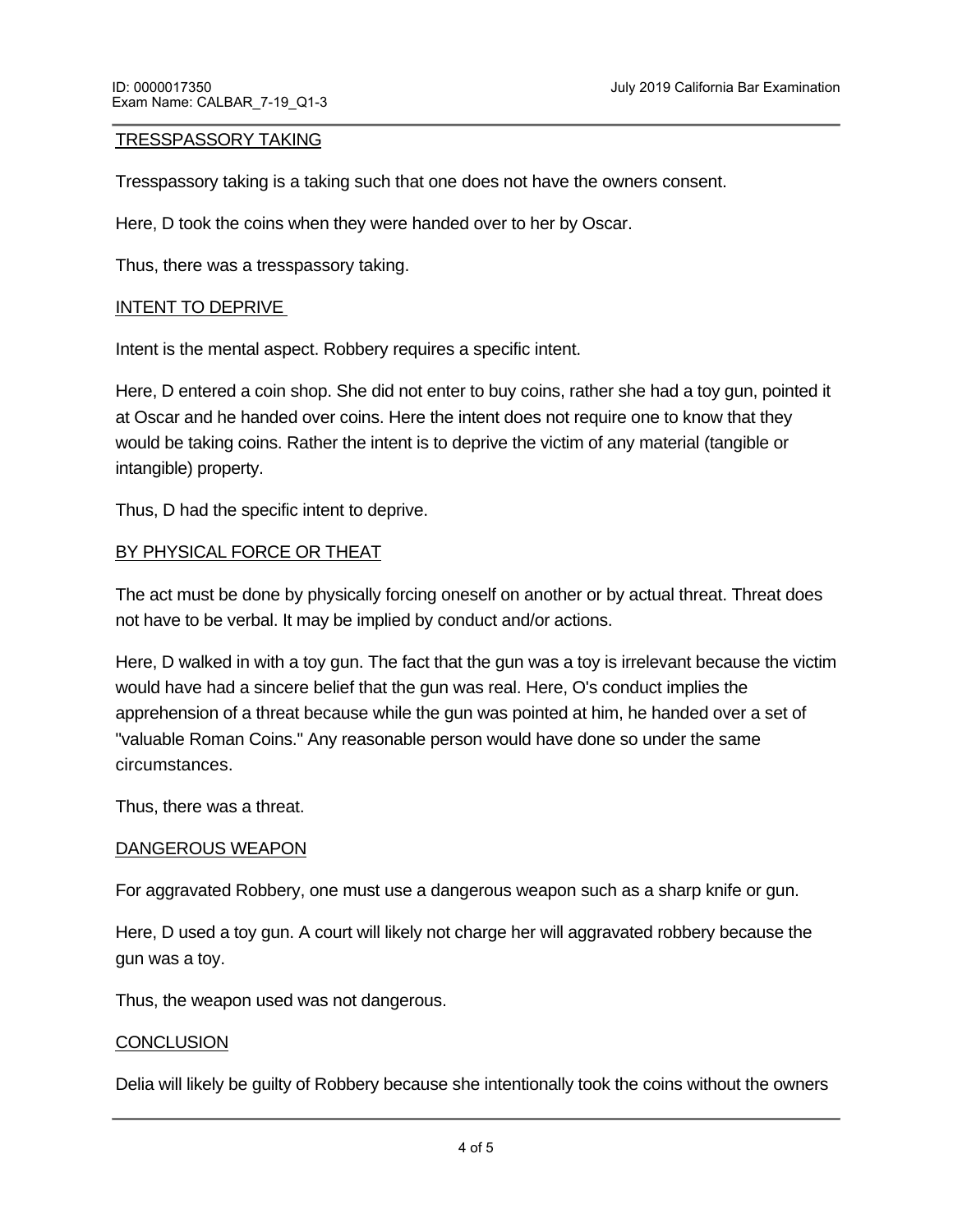TRESSPASSORY TAKING

Tresspassory taking is a taking such that one does not have the owners consent.

Here, D took the coins when they were handed over to her by Oscar.

Thus, there was a tresspassory taking.

INTENT TO DEPRIVE

Intent is the mental aspect. Robbery requires a specific intent.

Here, D entered a coin shop. She did not enter to buy coins, rather she had a toy gun, pointed it at Oscar and he handed over coins. Here the intent does not require one to know that they would be taking coins. Rather the intent is to deprive the victim of any material (tangible or intangible) property.

Thus, D had the specific intent to deprive.

BY PHYSICAL FORCE OR THEAT

The act must be done by physically forcing oneself on another or by actual threat. Threat does not have to be verbal. It may be implied by conduct and/or actions.

Here, D walked in with a toy gun. The fact that the gun was a toy is irrelevant because the victim would have had a sincere belief that the gun was real. Here, O's conduct implies the apprehension of a threat because while the gun was pointed at him, he handed over a set of "valuable Roman Coins." Any reasonable person would have done so under the same circumstances.

Thus, there was a threat.

DANGEROUS WEAPON

For aggravated Robbery, one must use a dangerous weapon such as a sharp knife or gun.

Here, D used a toy gun. A court will likely not charge her will aggravated robbery because the gun was a toy.

Thus, the weapon used was not dangerous.

CONCLUSION

Delia will likely be guilty of Robbery because she intentionally took the coins without the owners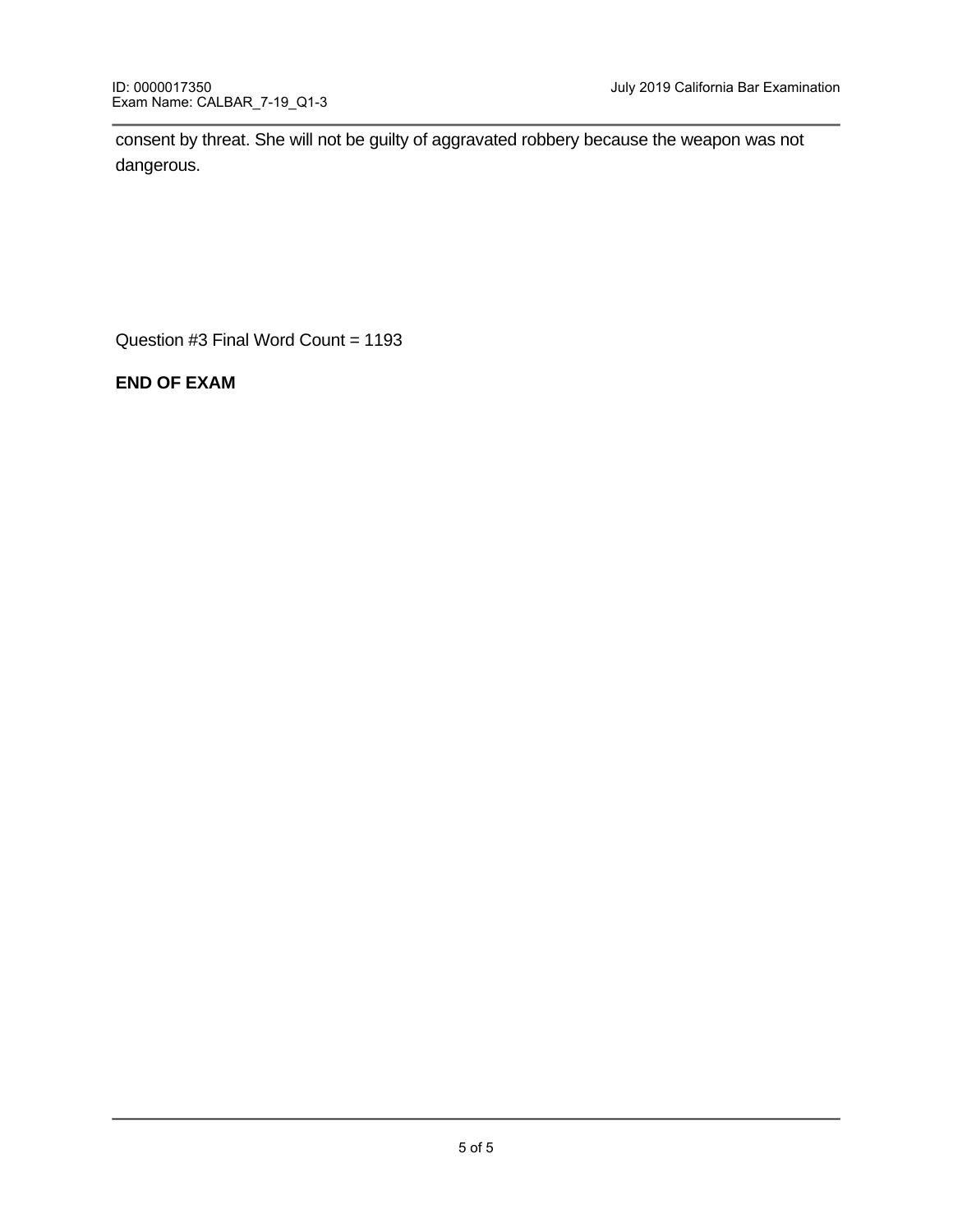consent by threat. She will not be guilty of aggravated robbery because the weapon was not dangerous.

Question #3 Final Word Count = 1193

**END OF EXAM**